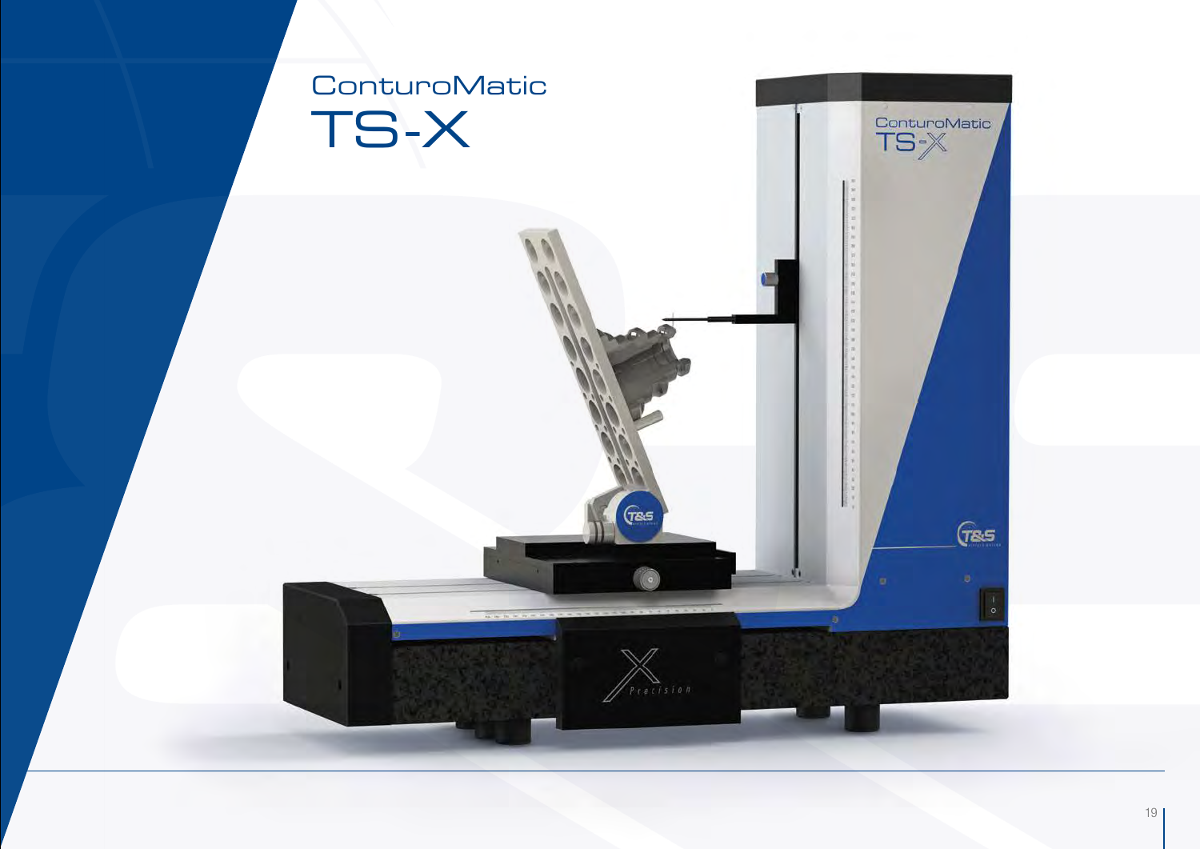# ConturoMatic TS-X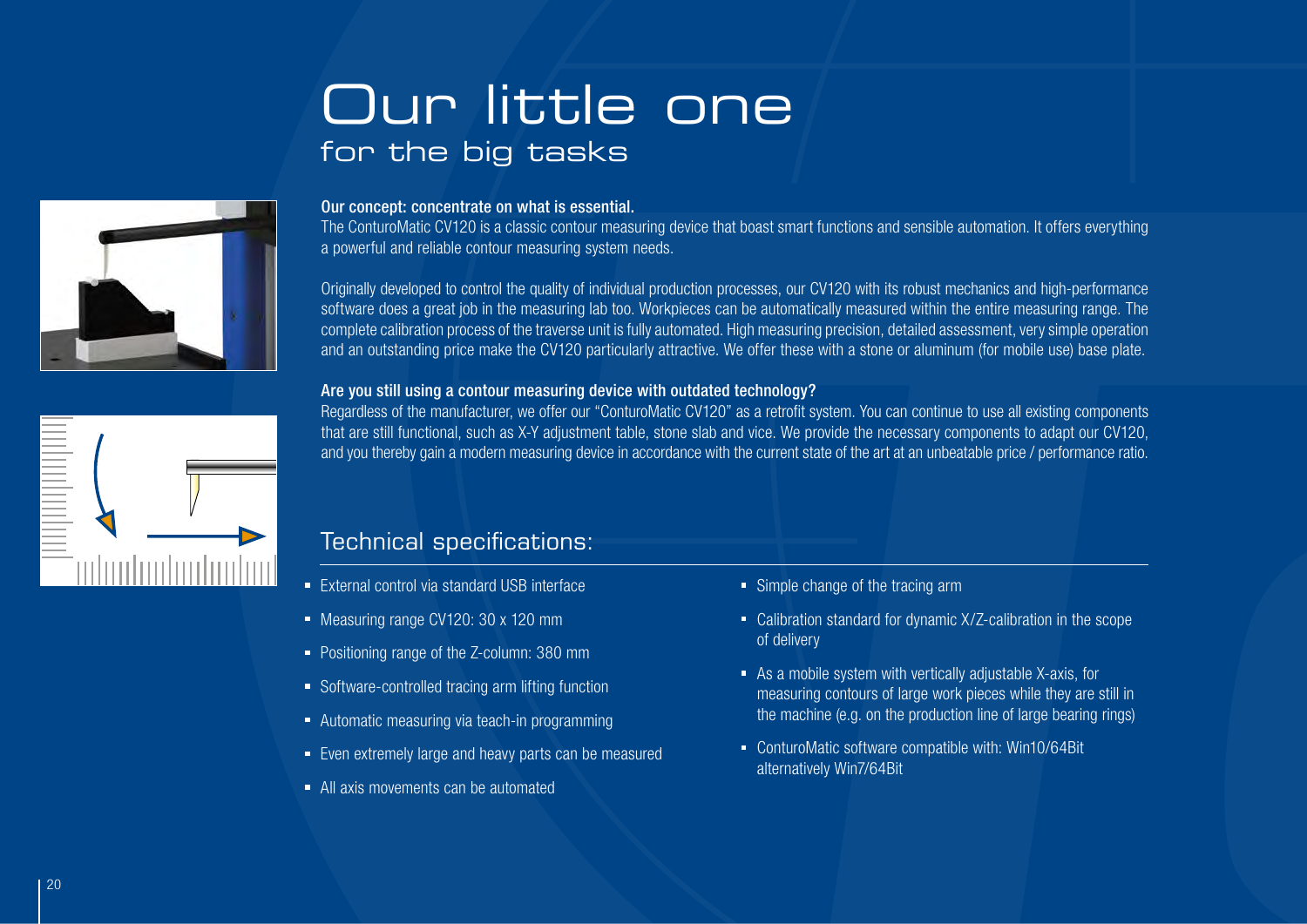# Our little one
## for the big tasks

**Our concept: concentrate on what is essential.**
The ConturoMatic CV120 is a classic contour measuring device that boast smart functions and sensible automation. It offers everything a powerful and reliable contour measuring system needs.

Originally developed to control the quality of individual production processes, our CV120 with its robust mechanics and high-performance software does a great job in the measuring lab too. Workpieces can be automatically measured within the entire measuring range. The complete calibration process of the traverse unit is fully automated. High measuring precision, detailed assessment, very simple operation and an outstanding price make the CV120 particularly attractive. We offer these with a stone or aluminum (for mobile use) base plate.

**Are you still using a contour measuring device with outdated technology?**
Regardless of the manufacturer, we offer our "ConturoMatic CV120" as a retrofit system. You can continue to use all existing components that are still functional, such as X-Y adjustment table, stone slab and vice. We provide the necessary components to adapt our CV120, and you thereby gain a modern measuring device in accordance with the current state of the art at an unbeatable price / performance ratio.

## Technical specifications:

- External control via standard USB interface
- Measuring range CV120: 30 x 120 mm
- Positioning range of the Z-column: 380 mm
- Software-controlled tracing arm lifting function
- Automatic measuring via teach-in programming
- Even extremely large and heavy parts can be measured
- All axis movements can be automated
- Simple change of the tracing arm
- Calibration standard for dynamic X/Z-calibration in the scope of delivery
- As a mobile system with vertically adjustable X-axis, for measuring contours of large work pieces while they are still in the machine (e.g. on the production line of large bearing rings)
- ConturoMatic software compatible with: Win10/64Bit alternatively Win7/64Bit